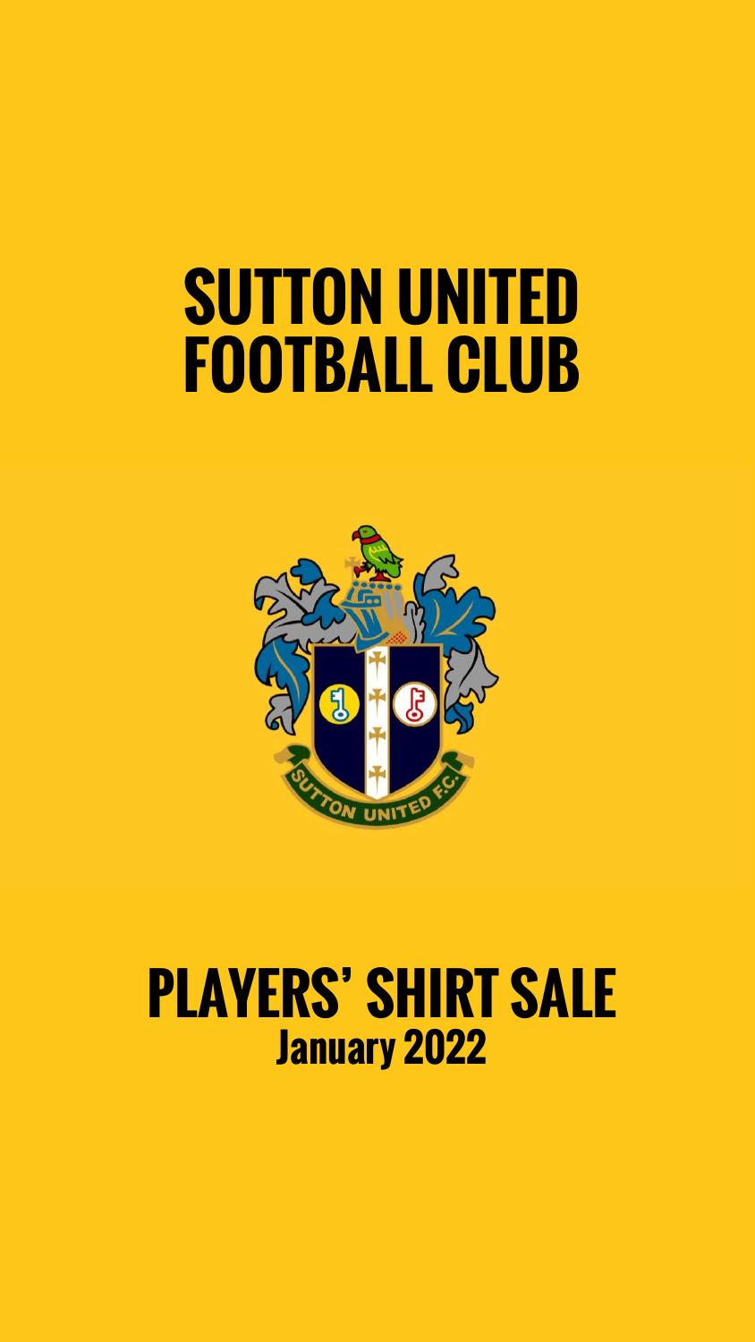# SUTTON UNITED FOOTBALL CLUB

## PLAYERS' SHIRT SALE

### January 2022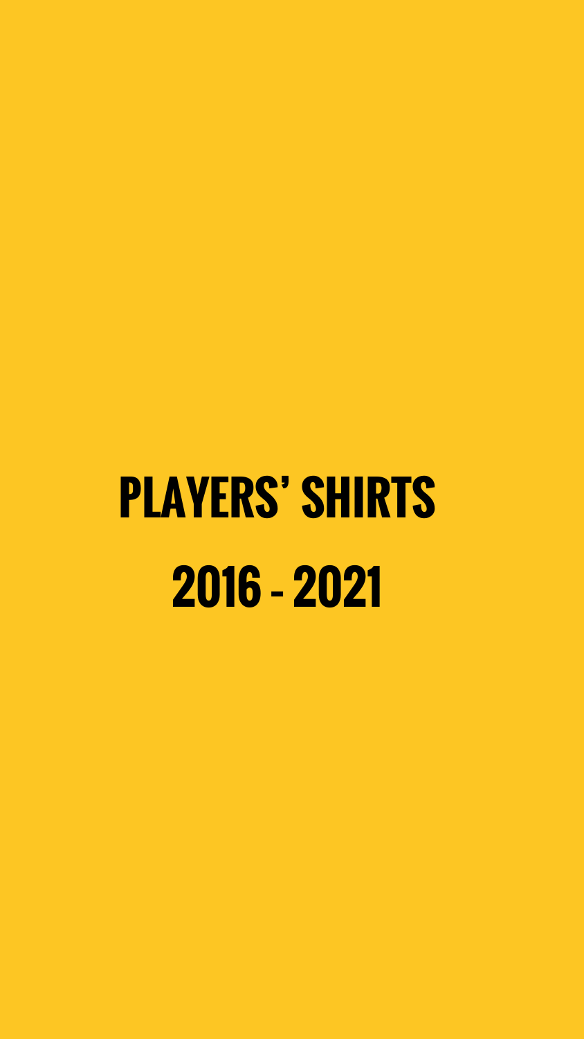# PLAYERS' SHIRTS 2016 - 2021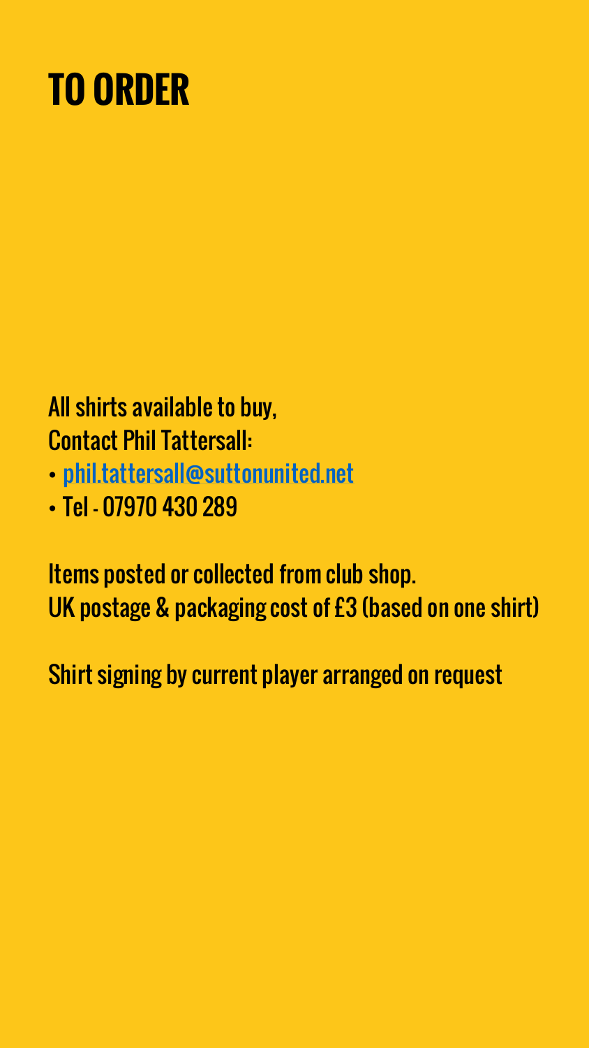# TO ORDER

All shirts available to buy,
Contact Phil Tattersall:

- phil.tattersall@suttonunited.net
- Tel - 07970 430 289

Items posted or collected from club shop.
UK postage & packaging cost of £3 (based on one shirt)

Shirt signing by current player arranged on request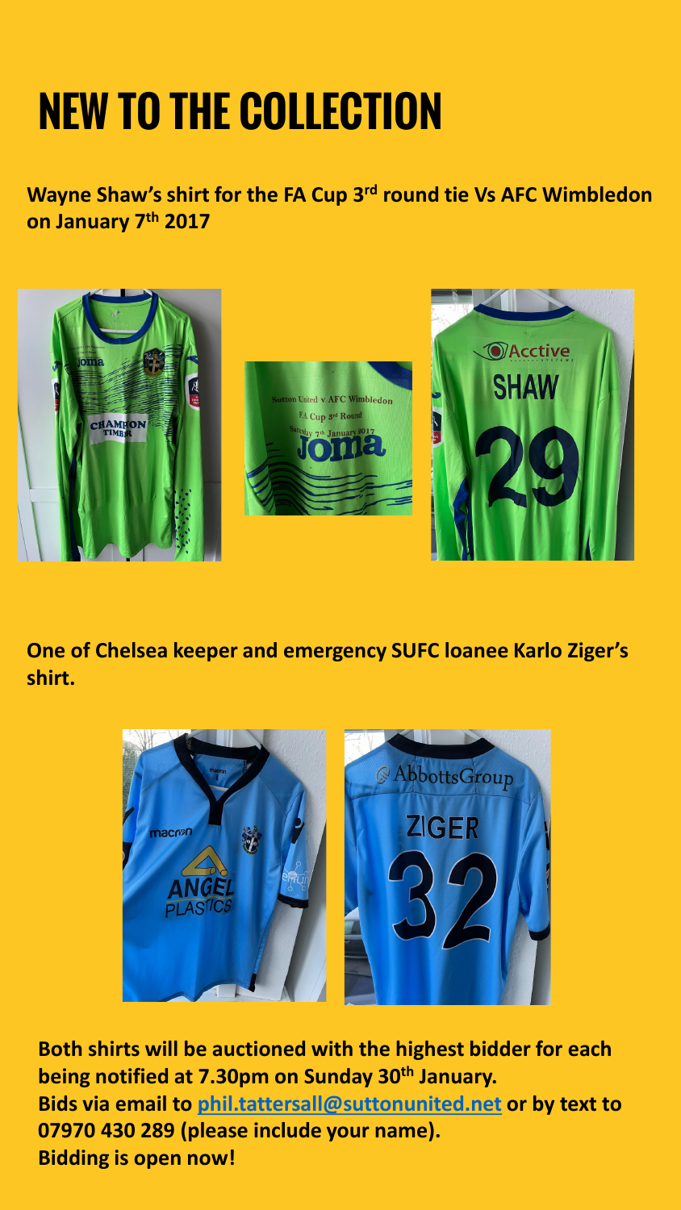# NEW TO THE COLLECTION

**Wayne Shaw's shirt for the FA Cup 3rd round tie Vs AFC Wimbledon on January 7th 2017**

**One of Chelsea keeper and emergency SUFC loanee Karlo Ziger's shirt.**

**Both shirts will be auctioned with the highest bidder for each being notified at 7.30pm on Sunday 30th January.**
**Bids via email to [phil.tattersall@suttonunited.net](mailto:phil.tattersall@suttonunited.net) or by text to 07970 430 289 (please include your name).**
**Bidding is open now!**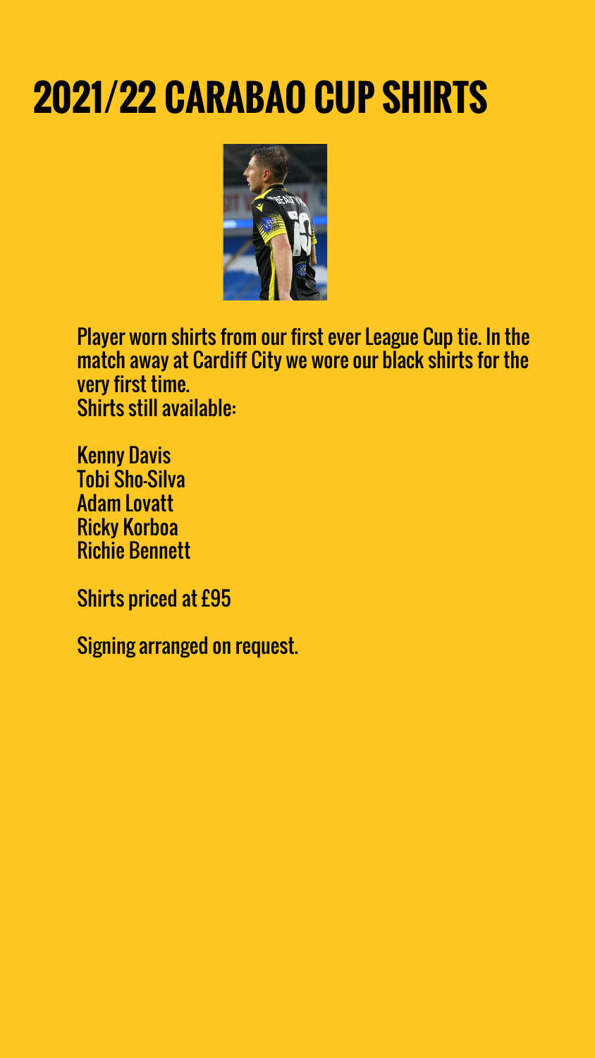# 2021/22 CARABAO CUP SHIRTS

Player worn shirts from our first ever League Cup tie. In the match away at Cardiff City we wore our black shirts for the very first time.
Shirts still available:

Kenny Davis
Tobi Sho-Silva
Adam Lovatt
Ricky Korboa
Richie Bennett

Shirts priced at £95

Signing arranged on request.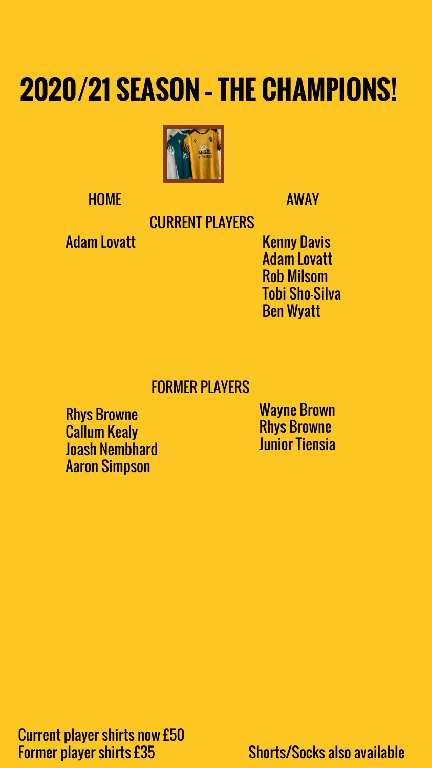# 2020/21 SEASON - THE CHAMPIONS!

## CURRENT PLAYERS

| HOME | AWAY |
| --- | --- |
| Adam Lovatt | Kenny Davis |
| | Adam Lovatt |
| | Rob Milsom |
| | Tobi Sho-Silva |
| | Ben Wyatt |

## FORMER PLAYERS

| HOME | AWAY |
| --- | --- |
| Rhys Browne | Wayne Brown |
| Callum Kealy | Rhys Browne |
| Joash Nembhard | Junior Tiensia |
| Aaron Simpson | |

Current player shirts now £50
Former player shirts £35

Shorts/Socks also available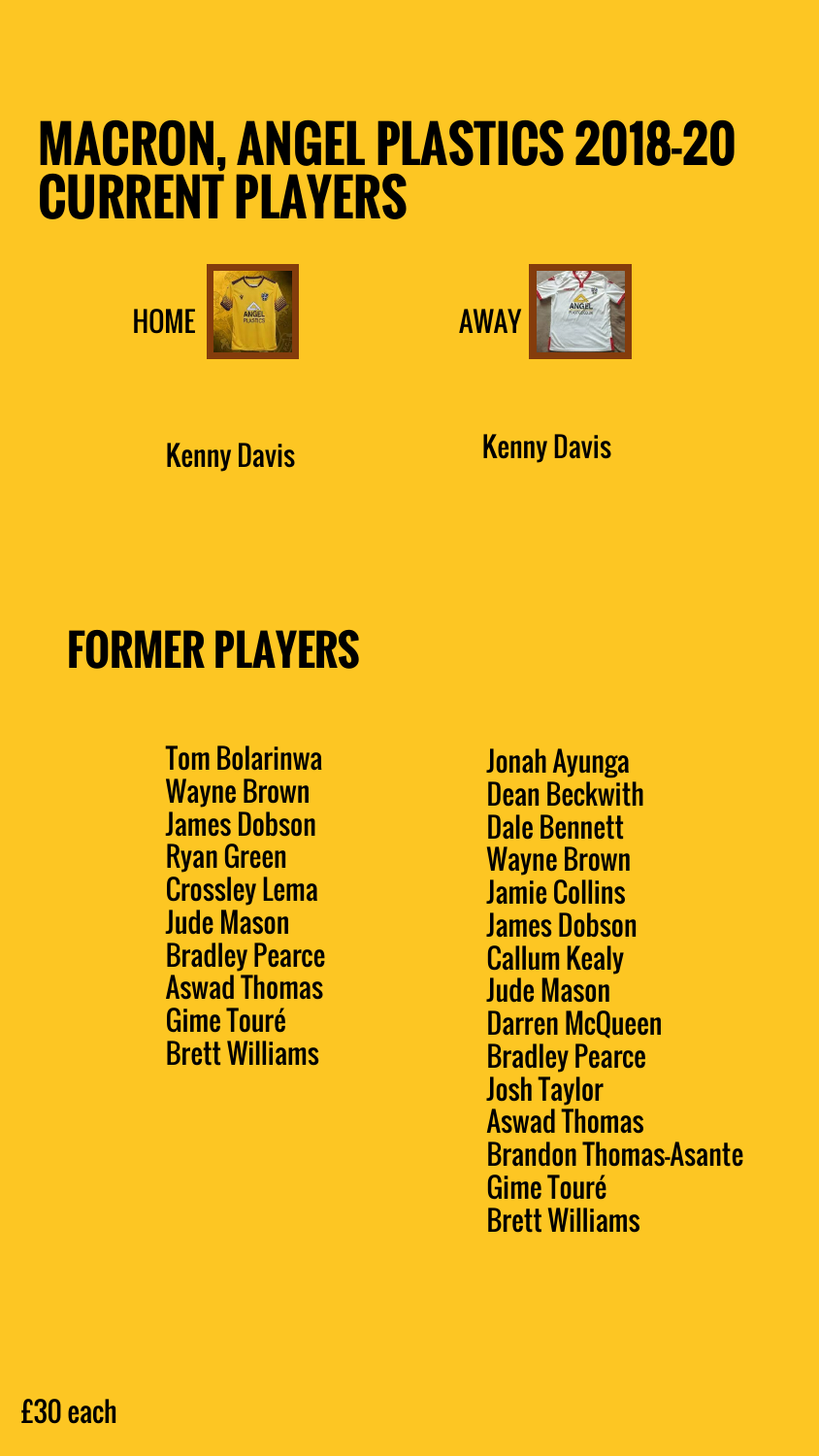# MACRON, ANGEL PLASTICS 2018-20
# CURRENT PLAYERS

HOME

Kenny Davis

AWAY

Kenny Davis

## FORMER PLAYERS

**Home**

Tom Bolarinwa
Wayne Brown
James Dobson
Ryan Green
Crossley Lema
Jude Mason
Bradley Pearce
Aswad Thomas
Gime Touré
Brett Williams

**Away**

Jonah Ayunga
Dean Beckwith
Dale Bennett
Wayne Brown
Jamie Collins
James Dobson
Callum Kealy
Jude Mason
Darren McQueen
Bradley Pearce
Josh Taylor
Aswad Thomas
Brandon Thomas-Asante
Gime Touré
Brett Williams

£30 each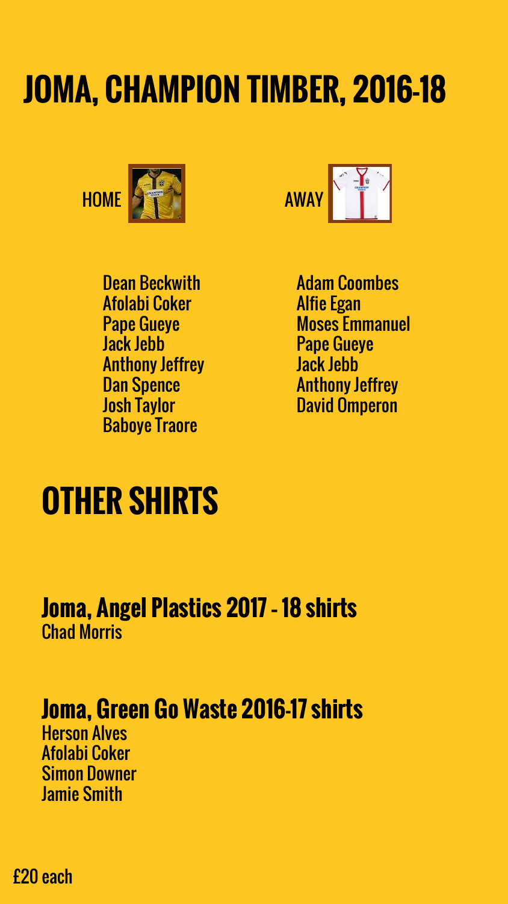# JOMA, CHAMPION TIMBER, 2016-18

HOME

AWAY

Dean Beckwith
Afolabi Coker
Pape Gueye
Jack Jebb
Anthony Jeffrey
Dan Spence
Josh Taylor
Baboye Traore

Adam Coombes
Alfie Egan
Moses Emmanuel
Pape Gueye
Jack Jebb
Anthony Jeffrey
David Omperon

# OTHER SHIRTS

## Joma, Angel Plastics 2017 - 18 shirts

Chad Morris

## Joma, Green Go Waste 2016-17 shirts

Herson Alves
Afolabi Coker
Simon Downer
Jamie Smith

£20 each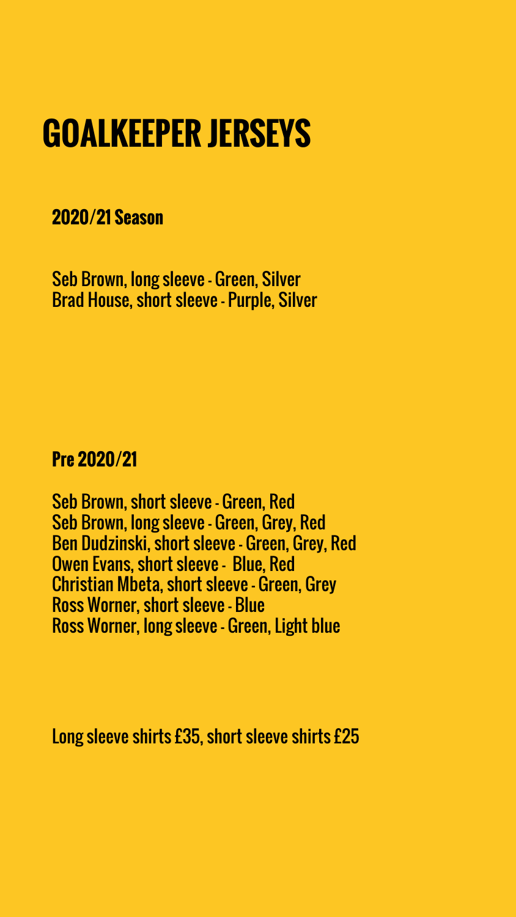# GOALKEEPER JERSEYS

## 2020/21 Season

Seb Brown, long sleeve - Green, Silver
Brad House, short sleeve - Purple, Silver

## Pre 2020/21

Seb Brown, short sleeve - Green, Red
Seb Brown, long sleeve - Green, Grey, Red
Ben Dudzinski, short sleeve - Green, Grey, Red
Owen Evans, short sleeve - Blue, Red
Christian Mbeta, short sleeve - Green, Grey
Ross Worner, short sleeve - Blue
Ross Worner, long sleeve - Green, Light blue

Long sleeve shirts £35, short sleeve shirts £25